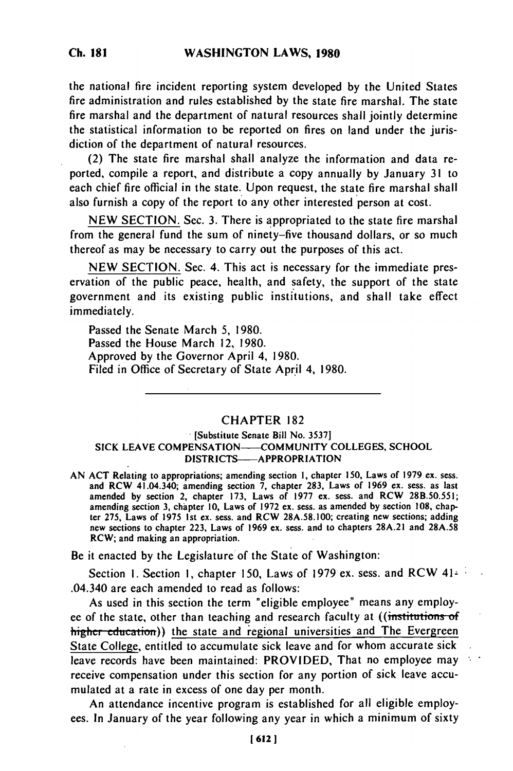the national fire incident reporting system developed by the United States fire administration and rules established by the state fire marshal. The state fire marshal and the department of natural resources shall jointly determine the statistical information to be reported on fires on land under the jurisdiction of the department of natural resources.

(2) The state fire marshal shall analyze the information and data reported, compile a report, and distribute a copy annually by January 31 to each chief fire official in the state. Upon request, the state fire marshal shall also furnish a copy of the report to any other interested person at cost.

NEW SECTION. Sec. 3. There is appropriated to the state fire marshal from the general fund the sum of ninety-five thousand dollars, or so much thereof as may be necessary to carry out the purposes of this act.

NEW SECTION. Sec. 4. This act is necessary for the immediate preservation of the public peace, health, and safety, the support of the state government and its existing public institutions, and shall take effect immediately.

Passed the Senate March 5, 1980.
Passed the House March 12, 1980.
Approved by the Governor April 4, 1980.
Filed in Office of Secretary of State April 4, 1980.

---

## CHAPTER 182

[Substitute Senate Bill No. 3537]

SICK LEAVE COMPENSATION——COMMUNITY COLLEGES, SCHOOL DISTRICTS——APPROPRIATION

AN ACT Relating to appropriations; amending section 1, chapter 150, Laws of 1979 ex. sess. and RCW 41.04.340; amending section 7, chapter 283, Laws of 1969 ex. sess. as last amended by section 2, chapter 173, Laws of 1977 ex. sess. and RCW 28B.50.551; amending section 3, chapter 10, Laws of 1972 ex. sess. as amended by section 108, chapter 275, Laws of 1975 1st ex. sess. and RCW 28A.58.100; creating new sections; adding new sections to chapter 223, Laws of 1969 ex. sess. and to chapters 28A.21 and 28A.58 RCW; and making an appropriation.

Be it enacted by the Legislature of the State of Washington:

Section 1. Section 1, chapter 150, Laws of 1979 ex. sess. and RCW 41.04.340 are each amended to read as follows:

As used in this section the term "eligible employee" means any employee of the state, other than teaching and research faculty at ((~~institutions of higher education~~)) the state and regional universities and The Evergreen State College, entitled to accumulate sick leave and for whom accurate sick leave records have been maintained: PROVIDED, That no employee may receive compensation under this section for any portion of sick leave accumulated at a rate in excess of one day per month.

An attendance incentive program is established for all eligible employees. In January of the year following any year in which a minimum of sixty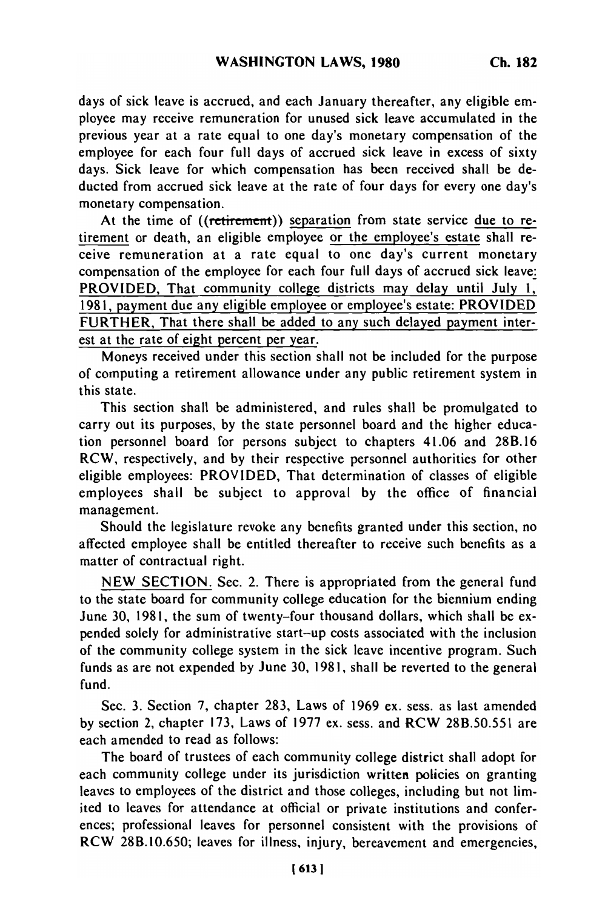days of sick leave is accrued, and each January thereafter, any eligible employee may receive remuneration for unused sick leave accumulated in the previous year at a rate equal to one day's monetary compensation of the employee for each four full days of accrued sick leave in excess of sixty days. Sick leave for which compensation has been received shall be deducted from accrued sick leave at the rate of four days for every one day's monetary compensation.

At the time of ((~~retirement~~)) separation from state service due to retirement or death, an eligible employee or the employee's estate shall receive remuneration at a rate equal to one day's current monetary compensation of the employee for each four full days of accrued sick leave: PROVIDED, That community college districts may delay until July 1, 1981, payment due any eligible employee or employee's estate: PROVIDED FURTHER, That there shall be added to any such delayed payment interest at the rate of eight percent per year.

Moneys received under this section shall not be included for the purpose of computing a retirement allowance under any public retirement system in this state.

This section shall be administered, and rules shall be promulgated to carry out its purposes, by the state personnel board and the higher education personnel board for persons subject to chapters 41.06 and 28B.16 RCW, respectively, and by their respective personnel authorities for other eligible employees: PROVIDED, That determination of classes of eligible employees shall be subject to approval by the office of financial management.

Should the legislature revoke any benefits granted under this section, no affected employee shall be entitled thereafter to receive such benefits as a matter of contractual right.

NEW SECTION. Sec. 2. There is appropriated from the general fund to the state board for community college education for the biennium ending June 30, 1981, the sum of twenty-four thousand dollars, which shall be expended solely for administrative start-up costs associated with the inclusion of the community college system in the sick leave incentive program. Such funds as are not expended by June 30, 1981, shall be reverted to the general fund.

Sec. 3. Section 7, chapter 283, Laws of 1969 ex. sess. as last amended by section 2, chapter 173, Laws of 1977 ex. sess. and RCW 28B.50.551 are each amended to read as follows:

The board of trustees of each community college district shall adopt for each community college under its jurisdiction written policies on granting leaves to employees of the district and those colleges, including but not limited to leaves for attendance at official or private institutions and conferences; professional leaves for personnel consistent with the provisions of RCW 28B.10.650; leaves for illness, injury, bereavement and emergencies,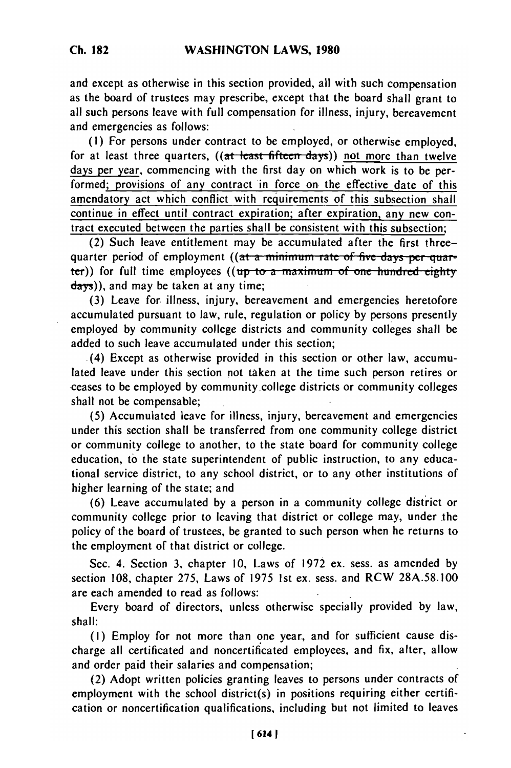and except as otherwise in this section provided, all with such compensation as the board of trustees may prescribe, except that the board shall grant to all such persons leave with full compensation for illness, injury, bereavement and emergencies as follows:

(1) For persons under contract to be employed, or otherwise employed, for at least three quarters, ((~~at least fifteen days~~)) not more than twelve days per year, commencing with the first day on which work is to be performed; provisions of any contract in force on the effective date of this amendatory act which conflict with requirements of this subsection shall continue in effect until contract expiration; after expiration, any new contract executed between the parties shall be consistent with this subsection;

(2) Such leave entitlement may be accumulated after the first three-quarter period of employment ((~~at a minimum rate of five days per quarter~~)) for full time employees ((~~up to a maximum of one hundred eighty days~~)), and may be taken at any time;

(3) Leave for illness, injury, bereavement and emergencies heretofore accumulated pursuant to law, rule, regulation or policy by persons presently employed by community college districts and community colleges shall be added to such leave accumulated under this section;

(4) Except as otherwise provided in this section or other law, accumulated leave under this section not taken at the time such person retires or ceases to be employed by community college districts or community colleges shall not be compensable;

(5) Accumulated leave for illness, injury, bereavement and emergencies under this section shall be transferred from one community college district or community college to another, to the state board for community college education, to the state superintendent of public instruction, to any educational service district, to any school district, or to any other institutions of higher learning of the state; and

(6) Leave accumulated by a person in a community college district or community college prior to leaving that district or college may, under the policy of the board of trustees, be granted to such person when he returns to the employment of that district or college.

Sec. 4. Section 3, chapter 10, Laws of 1972 ex. sess. as amended by section 108, chapter 275, Laws of 1975 1st ex. sess. and RCW 28A.58.100 are each amended to read as follows:

Every board of directors, unless otherwise specially provided by law, shall:

(1) Employ for not more than one year, and for sufficient cause discharge all certificated and noncertificated employees, and fix, alter, allow and order paid their salaries and compensation;

(2) Adopt written policies granting leaves to persons under contracts of employment with the school district(s) in positions requiring either certification or noncertification qualifications, including but not limited to leaves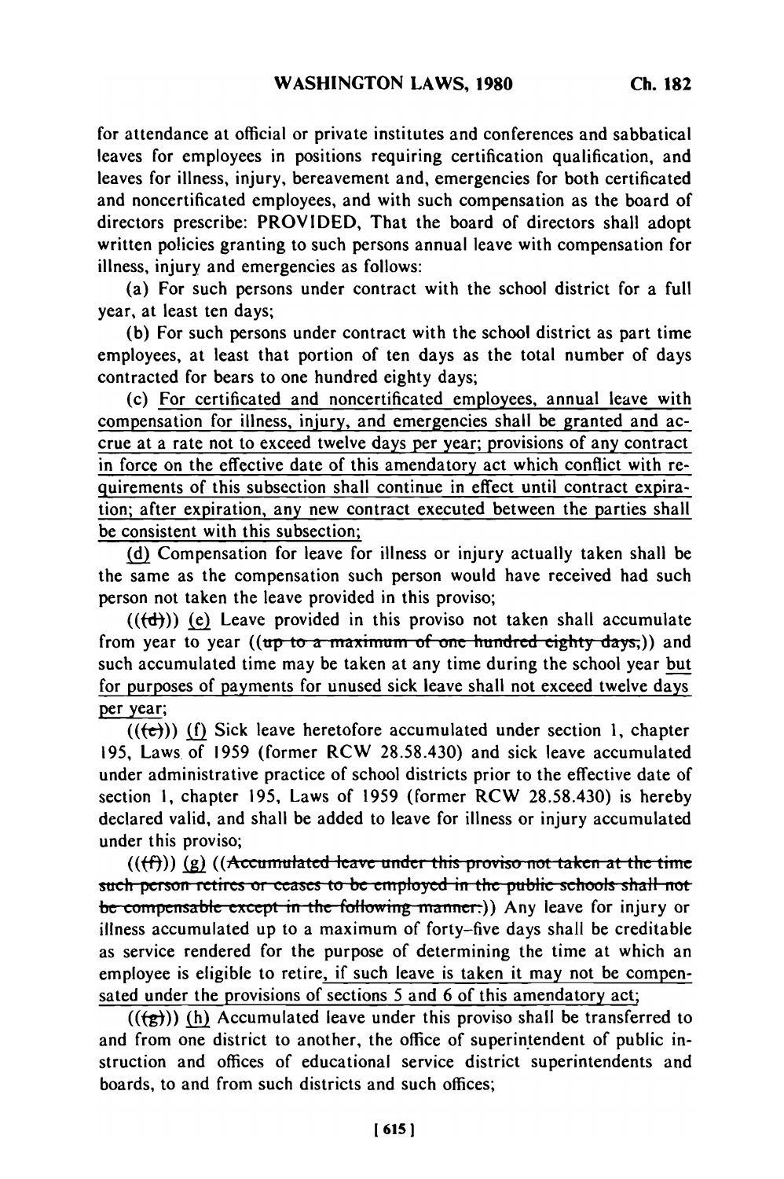for attendance at official or private institutes and conferences and sabbatical leaves for employees in positions requiring certification qualification, and leaves for illness, injury, bereavement and, emergencies for both certificated and noncertificated employees, and with such compensation as the board of directors prescribe: PROVIDED, That the board of directors shall adopt written policies granting to such persons annual leave with compensation for illness, injury and emergencies as follows:

(a) For such persons under contract with the school district for a full year, at least ten days;

(b) For such persons under contract with the school district as part time employees, at least that portion of ten days as the total number of days contracted for bears to one hundred eighty days;

(c) For certificated and noncertificated employees, annual leave with compensation for illness, injury, and emergencies shall be granted and accrue at a rate not to exceed twelve days per year; provisions of any contract in force on the effective date of this amendatory act which conflict with requirements of this subsection shall continue in effect until contract expiration; after expiration, any new contract executed between the parties shall be consistent with this subsection;

(d) Compensation for leave for illness or injury actually taken shall be the same as the compensation such person would have received had such person not taken the leave provided in this proviso;

(((d))) (e) Leave provided in this proviso not taken shall accumulate from year to year ((~~up to a maximum of one hundred eighty days,~~)) and such accumulated time may be taken at any time during the school year but for purposes of payments for unused sick leave shall not exceed twelve days per year;

(((e))) (f) Sick leave heretofore accumulated under section 1, chapter 195, Laws of 1959 (former RCW 28.58.430) and sick leave accumulated under administrative practice of school districts prior to the effective date of section 1, chapter 195, Laws of 1959 (former RCW 28.58.430) is hereby declared valid, and shall be added to leave for illness or injury accumulated under this proviso;

(((f))) (g) ((~~Accumulated leave under this proviso not taken at the time such person retires or ceases to be employed in the public schools shall not be compensable except in the following manner:~~)) Any leave for injury or illness accumulated up to a maximum of forty-five days shall be creditable as service rendered for the purpose of determining the time at which an employee is eligible to retire, if such leave is taken it may not be compensated under the provisions of sections 5 and 6 of this amendatory act;

(((g))) (h) Accumulated leave under this proviso shall be transferred to and from one district to another, the office of superintendent of public instruction and offices of educational service district superintendents and boards, to and from such districts and such offices;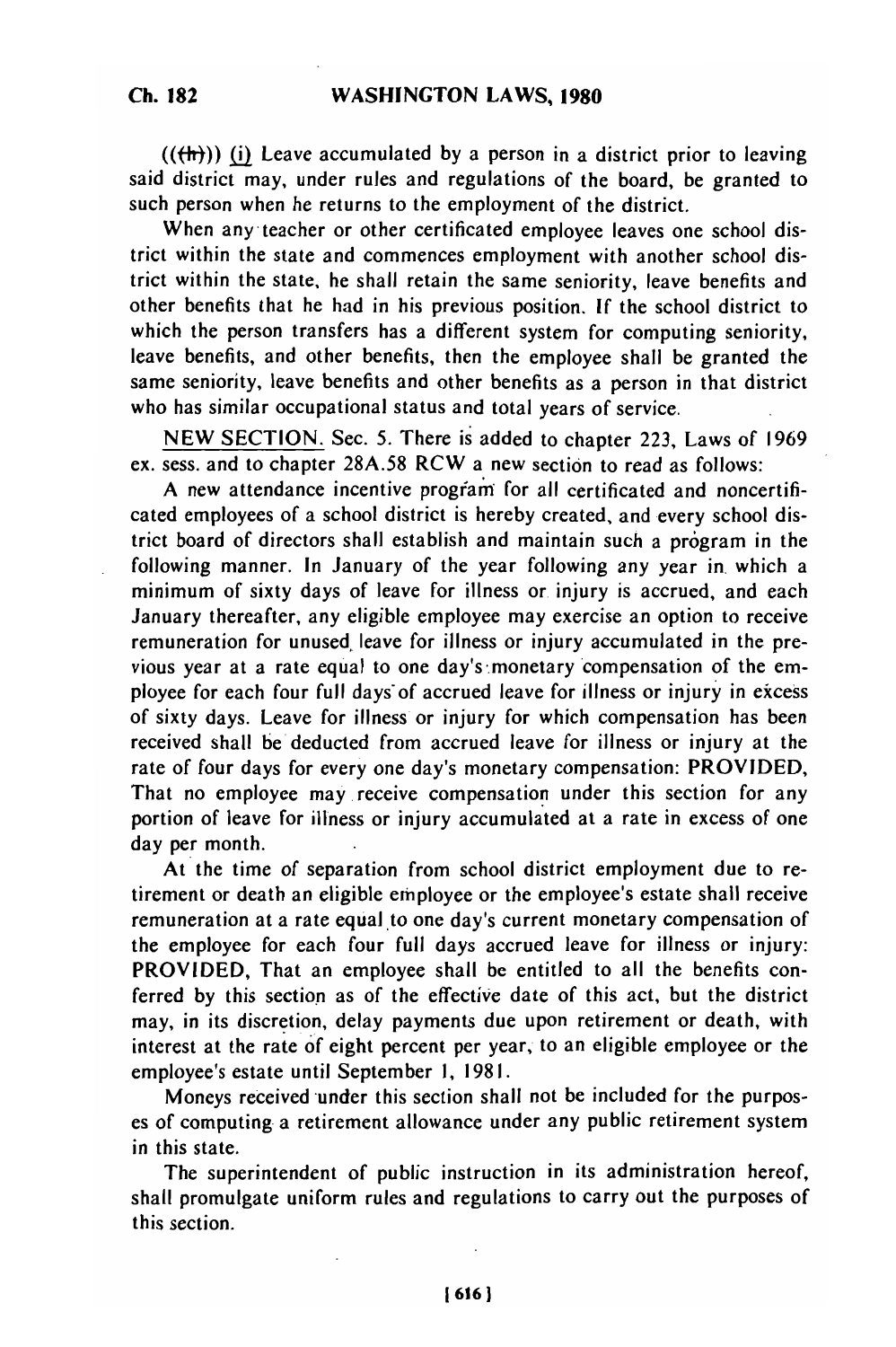(((h))) (i) Leave accumulated by a person in a district prior to leaving said district may, under rules and regulations of the board, be granted to such person when he returns to the employment of the district.

When any teacher or other certificated employee leaves one school district within the state and commences employment with another school district within the state, he shall retain the same seniority, leave benefits and other benefits that he had in his previous position. If the school district to which the person transfers has a different system for computing seniority, leave benefits, and other benefits, then the employee shall be granted the same seniority, leave benefits and other benefits as a person in that district who has similar occupational status and total years of service.

NEW SECTION. Sec. 5. There is added to chapter 223, Laws of 1969 ex. sess. and to chapter 28A.58 RCW a new section to read as follows:

A new attendance incentive program for all certificated and noncertificated employees of a school district is hereby created, and every school district board of directors shall establish and maintain such a program in the following manner. In January of the year following any year in which a minimum of sixty days of leave for illness or injury is accrued, and each January thereafter, any eligible employee may exercise an option to receive remuneration for unused leave for illness or injury accumulated in the previous year at a rate equal to one day's monetary compensation of the employee for each four full days of accrued leave for illness or injury in excess of sixty days. Leave for illness or injury for which compensation has been received shall be deducted from accrued leave for illness or injury at the rate of four days for every one day's monetary compensation: PROVIDED, That no employee may receive compensation under this section for any portion of leave for illness or injury accumulated at a rate in excess of one day per month.

At the time of separation from school district employment due to retirement or death an eligible employee or the employee's estate shall receive remuneration at a rate equal to one day's current monetary compensation of the employee for each four full days accrued leave for illness or injury: PROVIDED, That an employee shall be entitled to all the benefits conferred by this section as of the effective date of this act, but the district may, in its discretion, delay payments due upon retirement or death, with interest at the rate of eight percent per year, to an eligible employee or the employee's estate until September 1, 1981.

Moneys received under this section shall not be included for the purposes of computing a retirement allowance under any public retirement system in this state.

The superintendent of public instruction in its administration hereof, shall promulgate uniform rules and regulations to carry out the purposes of this section.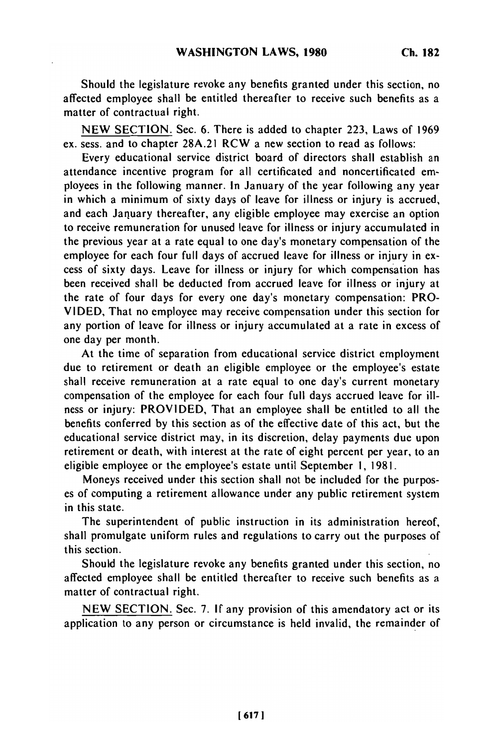Should the legislature revoke any benefits granted under this section, no affected employee shall be entitled thereafter to receive such benefits as a matter of contractual right.

NEW SECTION. Sec. 6. There is added to chapter 223, Laws of 1969 ex. sess. and to chapter 28A.21 RCW a new section to read as follows:

Every educational service district board of directors shall establish an attendance incentive program for all certificated and noncertificated employees in the following manner. In January of the year following any year in which a minimum of sixty days of leave for illness or injury is accrued, and each January thereafter, any eligible employee may exercise an option to receive remuneration for unused leave for illness or injury accumulated in the previous year at a rate equal to one day's monetary compensation of the employee for each four full days of accrued leave for illness or injury in excess of sixty days. Leave for illness or injury for which compensation has been received shall be deducted from accrued leave for illness or injury at the rate of four days for every one day's monetary compensation: PROVIDED, That no employee may receive compensation under this section for any portion of leave for illness or injury accumulated at a rate in excess of one day per month.

At the time of separation from educational service district employment due to retirement or death an eligible employee or the employee's estate shall receive remuneration at a rate equal to one day's current monetary compensation of the employee for each four full days accrued leave for illness or injury: PROVIDED, That an employee shall be entitled to all the benefits conferred by this section as of the effective date of this act, but the educational service district may, in its discretion, delay payments due upon retirement or death, with interest at the rate of eight percent per year, to an eligible employee or the employee's estate until September 1, 1981.

Moneys received under this section shall not be included for the purposes of computing a retirement allowance under any public retirement system in this state.

The superintendent of public instruction in its administration hereof, shall promulgate uniform rules and regulations to carry out the purposes of this section.

Should the legislature revoke any benefits granted under this section, no affected employee shall be entitled thereafter to receive such benefits as a matter of contractual right.

NEW SECTION. Sec. 7. If any provision of this amendatory act or its application to any person or circumstance is held invalid, the remainder of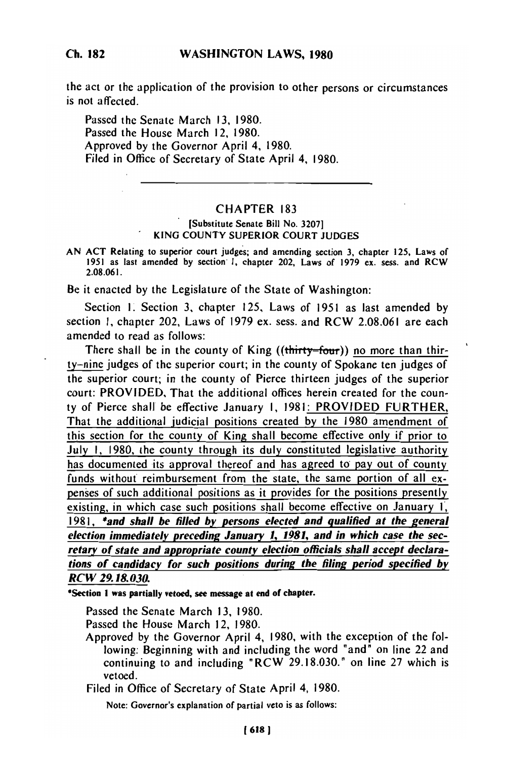the act or the application of the provision to other persons or circumstances is not affected.

Passed the Senate March 13, 1980.
Passed the House March 12, 1980.
Approved by the Governor April 4, 1980.
Filed in Office of Secretary of State April 4, 1980.

---

## CHAPTER 183

[Substitute Senate Bill No. 3207]
KING COUNTY SUPERIOR COURT JUDGES

AN ACT Relating to superior court judges; and amending section 3, chapter 125, Laws of 1951 as last amended by section 1, chapter 202, Laws of 1979 ex. sess. and RCW 2.08.061.

Be it enacted by the Legislature of the State of Washington:

Section 1. Section 3, chapter 125, Laws of 1951 as last amended by section 1, chapter 202, Laws of 1979 ex. sess. and RCW 2.08.061 are each amended to read as follows:

There shall be in the county of King ((~~thirty-four~~)) <u>no more than thirty-nine</u> judges of the superior court; in the county of Spokane ten judges of the superior court; in the county of Pierce thirteen judges of the superior court: PROVIDED, That the additional offices herein created for the county of Pierce shall be effective January 1, 1981<u>: PROVIDED FURTHER, That the additional judicial positions created by the 1980 amendment of this section for the county of King shall become effective only if prior to July 1, 1980, the county through its duly constituted legislative authority has documented its approval thereof and has agreed to pay out of county funds without reimbursement from the state, the same portion of all expenses of such additional positions as it provides for the positions presently existing, in which case such positions shall become effective on January 1, 1981</u>, *<u>*and shall be filled by persons elected and qualified at the general election immediately preceding January 1, 1981, and in which case the secretary of state and appropriate county election officials shall accept declarations of candidacy for such positions during the filing period specified by RCW 29.18.030.</u>*

*Section 1 was partially vetoed, see message at end of chapter.

Passed the Senate March 13, 1980.
Passed the House March 12, 1980.
Approved by the Governor April 4, 1980, with the exception of the following: Beginning with and including the word "and" on line 22 and continuing to and including "RCW 29.18.030." on line 27 which is vetoed.
Filed in Office of Secretary of State April 4, 1980.

Note: Governor's explanation of partial veto is as follows: